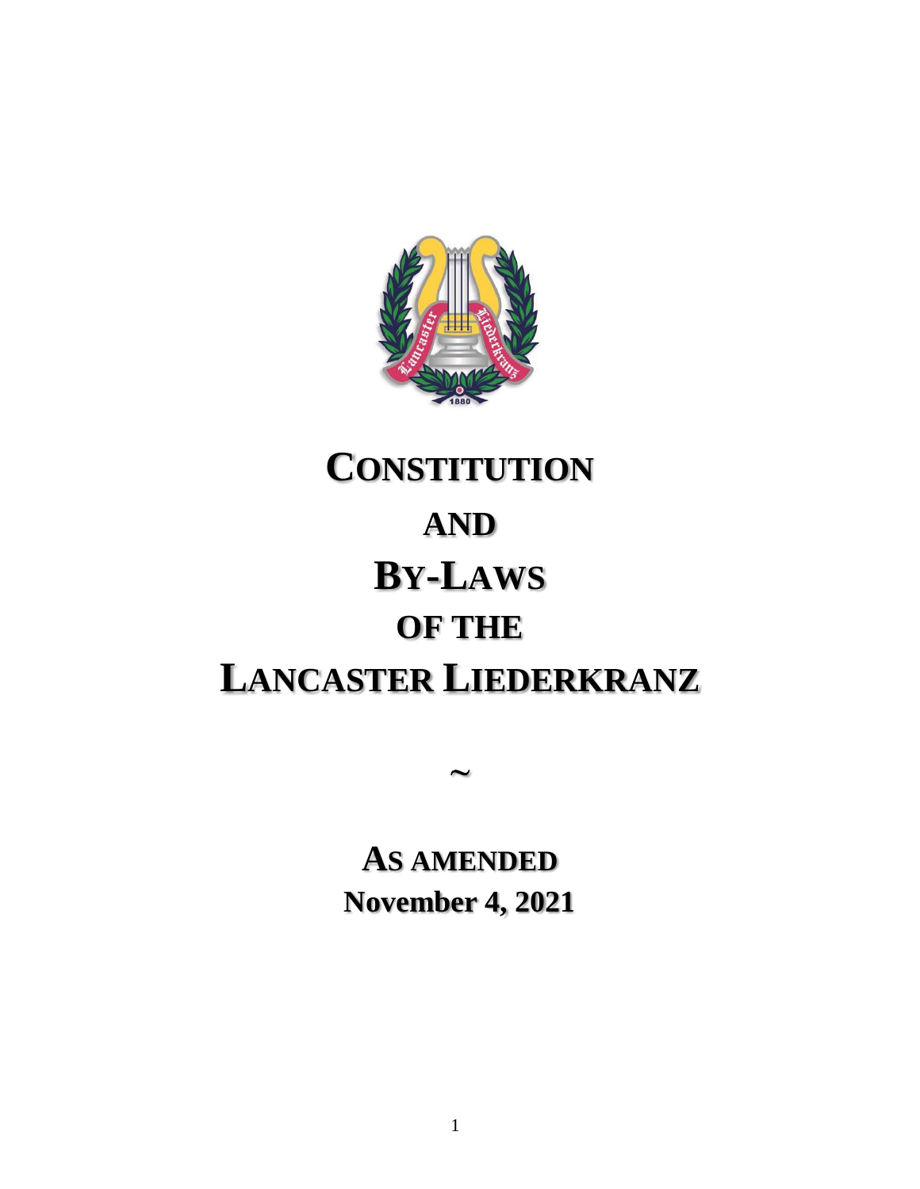# CONSTITUTION

# AND

# BY-LAWS

# OF THE

# LANCASTER LIEDERKRANZ

~

**AS AMENDED**

**November 4, 2021**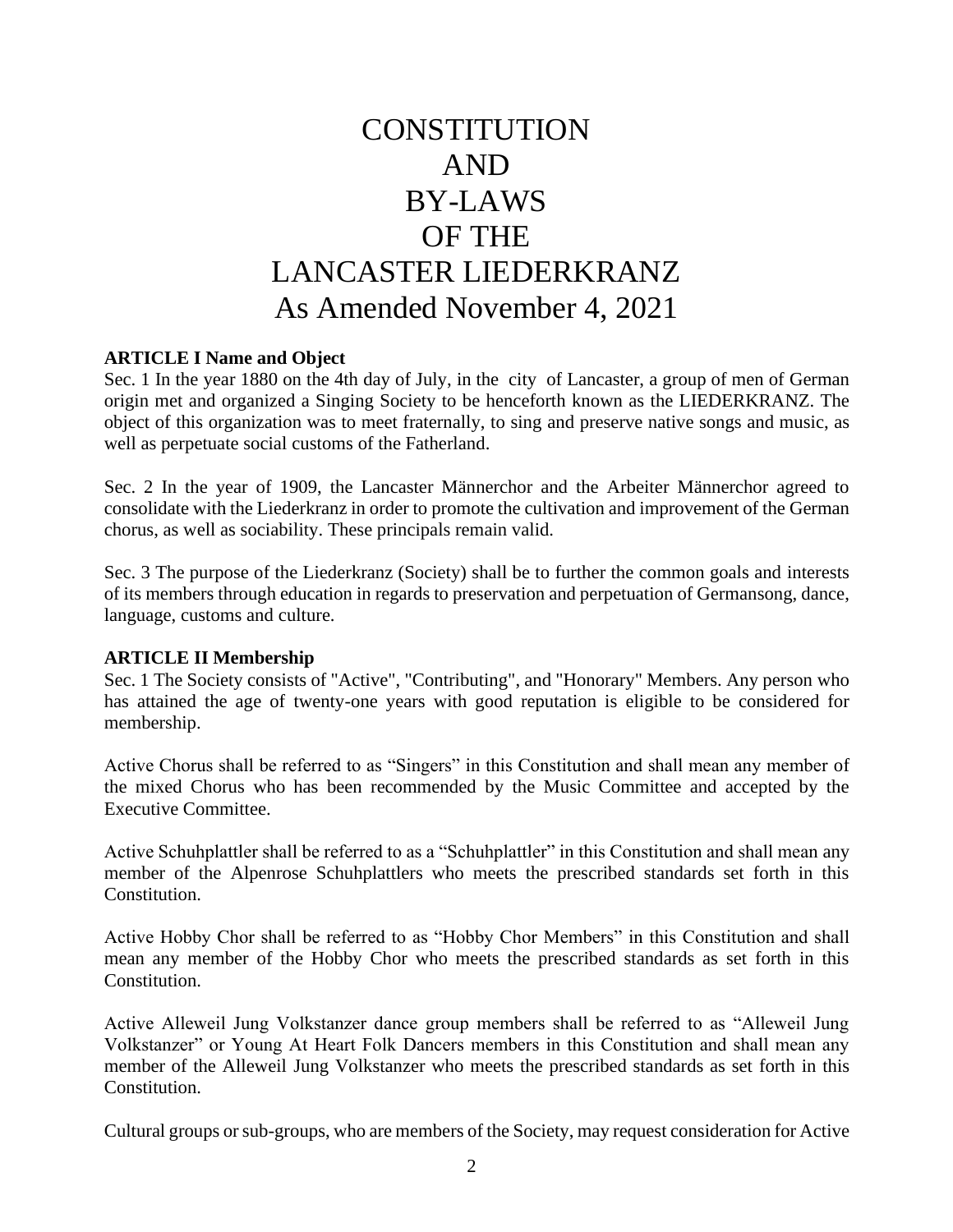# CONSTITUTION AND BY-LAWS OF THE LANCASTER LIEDERKRANZ

## As Amended November 4, 2021

**ARTICLE I Name and Object**

Sec. 1 In the year 1880 on the 4th day of July, in the city of Lancaster, a group of men of German origin met and organized a Singing Society to be henceforth known as the LIEDERKRANZ. The object of this organization was to meet fraternally, to sing and preserve native songs and music, as well as perpetuate social customs of the Fatherland.

Sec. 2 In the year of 1909, the Lancaster Männerchor and the Arbeiter Männerchor agreed to consolidate with the Liederkranz in order to promote the cultivation and improvement of the German chorus, as well as sociability. These principals remain valid.

Sec. 3 The purpose of the Liederkranz (Society) shall be to further the common goals and interests of its members through education in regards to preservation and perpetuation of Germansong, dance, language, customs and culture.

**ARTICLE II Membership**

Sec. 1 The Society consists of "Active", "Contributing", and "Honorary" Members. Any person who has attained the age of twenty-one years with good reputation is eligible to be considered for membership.

Active Chorus shall be referred to as "Singers" in this Constitution and shall mean any member of the mixed Chorus who has been recommended by the Music Committee and accepted by the Executive Committee.

Active Schuhplattler shall be referred to as a "Schuhplattler" in this Constitution and shall mean any member of the Alpenrose Schuhplattlers who meets the prescribed standards set forth in this Constitution.

Active Hobby Chor shall be referred to as "Hobby Chor Members" in this Constitution and shall mean any member of the Hobby Chor who meets the prescribed standards as set forth in this Constitution.

Active Alleweil Jung Volkstanzer dance group members shall be referred to as "Alleweil Jung Volkstanzer" or Young At Heart Folk Dancers members in this Constitution and shall mean any member of the Alleweil Jung Volkstanzer who meets the prescribed standards as set forth in this Constitution.

Cultural groups or sub-groups, who are members of the Society, may request consideration for Active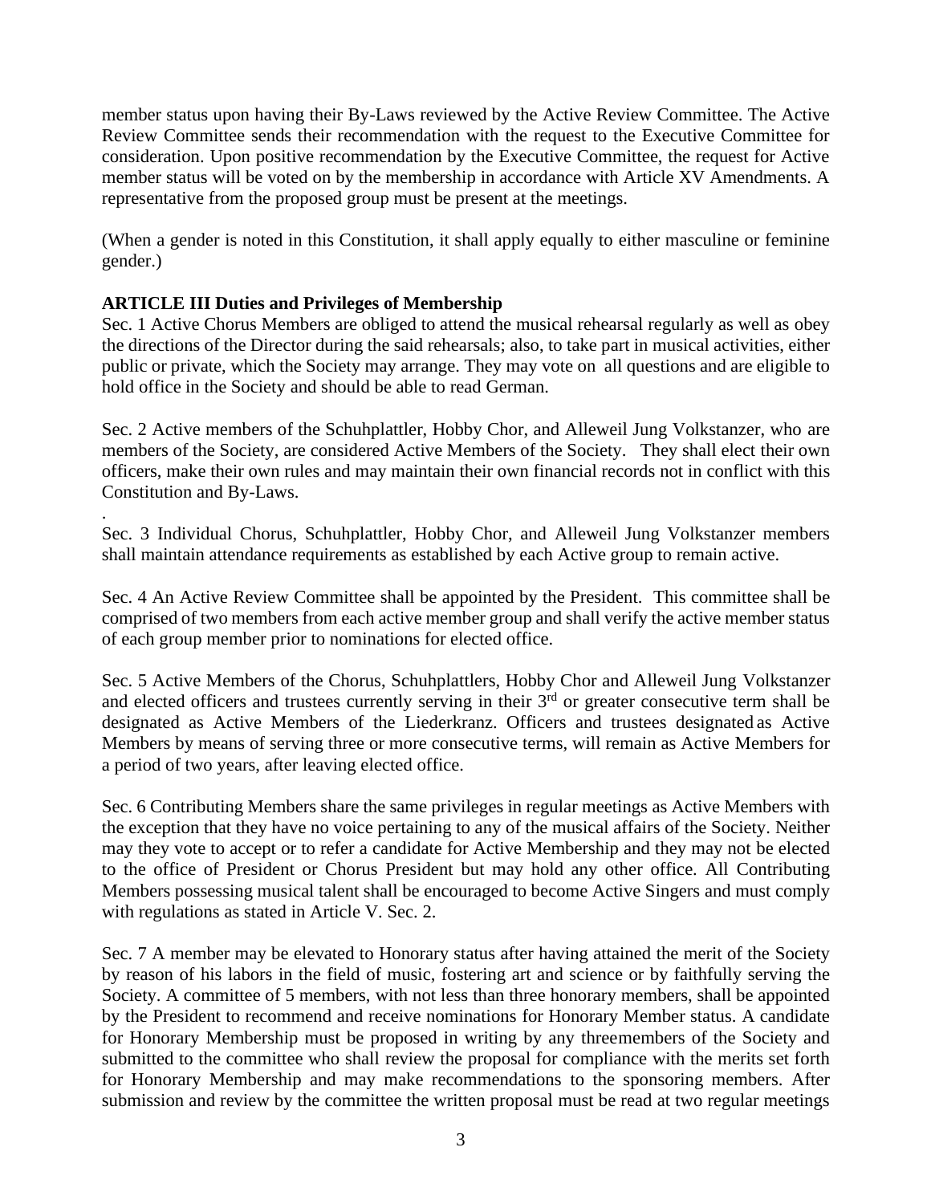member status upon having their By-Laws reviewed by the Active Review Committee. The Active Review Committee sends their recommendation with the request to the Executive Committee for consideration. Upon positive recommendation by the Executive Committee, the request for Active member status will be voted on by the membership in accordance with Article XV Amendments. A representative from the proposed group must be present at the meetings.

(When a gender is noted in this Constitution, it shall apply equally to either masculine or feminine gender.)

**ARTICLE III Duties and Privileges of Membership**

Sec. 1 Active Chorus Members are obliged to attend the musical rehearsal regularly as well as obey the directions of the Director during the said rehearsals; also, to take part in musical activities, either public or private, which the Society may arrange. They may vote on all questions and are eligible to hold office in the Society and should be able to read German.

Sec. 2 Active members of the Schuhplattler, Hobby Chor, and Alleweil Jung Volkstanzer, who are members of the Society, are considered Active Members of the Society. They shall elect their own officers, make their own rules and may maintain their own financial records not in conflict with this Constitution and By-Laws.

.

Sec. 3 Individual Chorus, Schuhplattler, Hobby Chor, and Alleweil Jung Volkstanzer members shall maintain attendance requirements as established by each Active group to remain active.

Sec. 4 An Active Review Committee shall be appointed by the President. This committee shall be comprised of two members from each active member group and shall verify the active member status of each group member prior to nominations for elected office.

Sec. 5 Active Members of the Chorus, Schuhplattlers, Hobby Chor and Alleweil Jung Volkstanzer and elected officers and trustees currently serving in their 3rd or greater consecutive term shall be designated as Active Members of the Liederkranz. Officers and trustees designated as Active Members by means of serving three or more consecutive terms, will remain as Active Members for a period of two years, after leaving elected office.

Sec. 6 Contributing Members share the same privileges in regular meetings as Active Members with the exception that they have no voice pertaining to any of the musical affairs of the Society. Neither may they vote to accept or to refer a candidate for Active Membership and they may not be elected to the office of President or Chorus President but may hold any other office. All Contributing Members possessing musical talent shall be encouraged to become Active Singers and must comply with regulations as stated in Article V. Sec. 2.

Sec. 7 A member may be elevated to Honorary status after having attained the merit of the Society by reason of his labors in the field of music, fostering art and science or by faithfully serving the Society. A committee of 5 members, with not less than three honorary members, shall be appointed by the President to recommend and receive nominations for Honorary Member status. A candidate for Honorary Membership must be proposed in writing by any threemembers of the Society and submitted to the committee who shall review the proposal for compliance with the merits set forth for Honorary Membership and may make recommendations to the sponsoring members. After submission and review by the committee the written proposal must be read at two regular meetings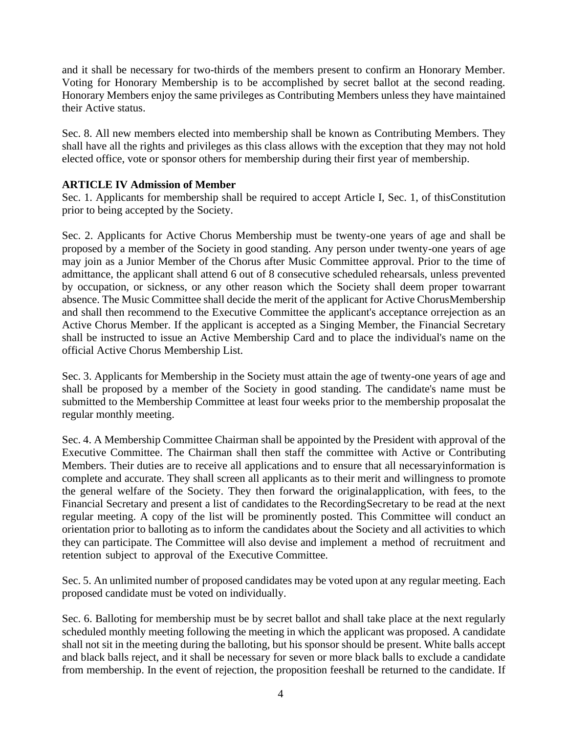and it shall be necessary for two-thirds of the members present to confirm an Honorary Member. Voting for Honorary Membership is to be accomplished by secret ballot at the second reading. Honorary Members enjoy the same privileges as Contributing Members unless they have maintained their Active status.

Sec. 8. All new members elected into membership shall be known as Contributing Members. They shall have all the rights and privileges as this class allows with the exception that they may not hold elected office, vote or sponsor others for membership during their first year of membership.

**ARTICLE IV Admission of Member**

Sec. 1. Applicants for membership shall be required to accept Article I, Sec. 1, of thisConstitution prior to being accepted by the Society.

Sec. 2. Applicants for Active Chorus Membership must be twenty-one years of age and shall be proposed by a member of the Society in good standing. Any person under twenty-one years of age may join as a Junior Member of the Chorus after Music Committee approval. Prior to the time of admittance, the applicant shall attend 6 out of 8 consecutive scheduled rehearsals, unless prevented by occupation, or sickness, or any other reason which the Society shall deem proper towarrant absence. The Music Committee shall decide the merit of the applicant for Active ChorusMembership and shall then recommend to the Executive Committee the applicant's acceptance orrejection as an Active Chorus Member. If the applicant is accepted as a Singing Member, the Financial Secretary shall be instructed to issue an Active Membership Card and to place the individual's name on the official Active Chorus Membership List.

Sec. 3. Applicants for Membership in the Society must attain the age of twenty-one years of age and shall be proposed by a member of the Society in good standing. The candidate's name must be submitted to the Membership Committee at least four weeks prior to the membership proposalat the regular monthly meeting.

Sec. 4. A Membership Committee Chairman shall be appointed by the President with approval of the Executive Committee. The Chairman shall then staff the committee with Active or Contributing Members. Their duties are to receive all applications and to ensure that all necessaryinformation is complete and accurate. They shall screen all applicants as to their merit and willingness to promote the general welfare of the Society. They then forward the originalapplication, with fees, to the Financial Secretary and present a list of candidates to the RecordingSecretary to be read at the next regular meeting. A copy of the list will be prominently posted. This Committee will conduct an orientation prior to balloting as to inform the candidates about the Society and all activities to which they can participate. The Committee will also devise and implement a method of recruitment and retention subject to approval of the Executive Committee.

Sec. 5. An unlimited number of proposed candidates may be voted upon at any regular meeting. Each proposed candidate must be voted on individually.

Sec. 6. Balloting for membership must be by secret ballot and shall take place at the next regularly scheduled monthly meeting following the meeting in which the applicant was proposed. A candidate shall not sit in the meeting during the balloting, but his sponsor should be present. White balls accept and black balls reject, and it shall be necessary for seven or more black balls to exclude a candidate from membership. In the event of rejection, the proposition feeshall be returned to the candidate. If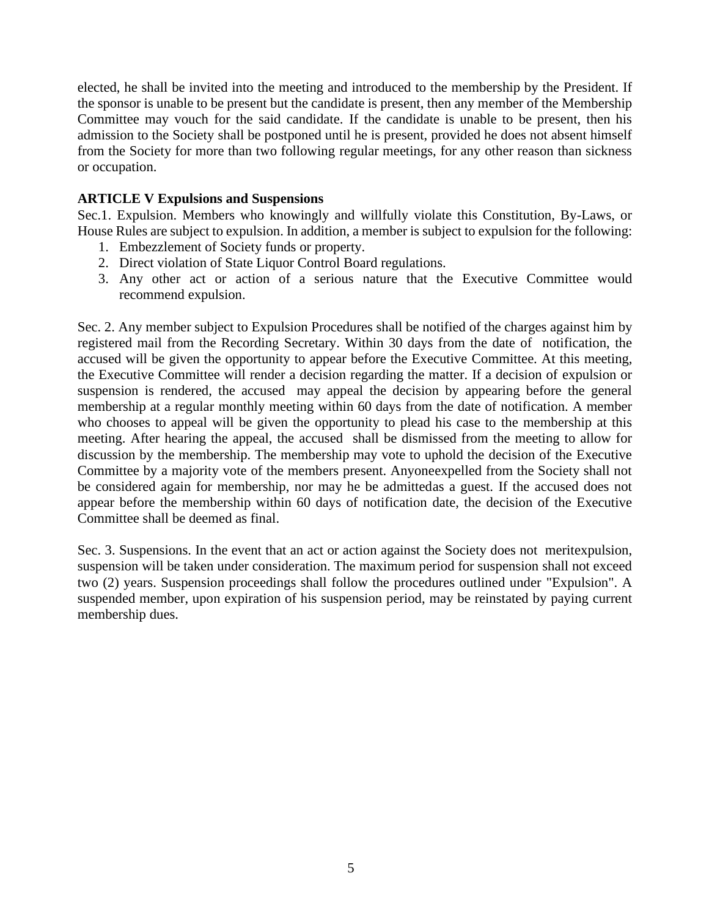elected, he shall be invited into the meeting and introduced to the membership by the President. If the sponsor is unable to be present but the candidate is present, then any member of the Membership Committee may vouch for the said candidate. If the candidate is unable to be present, then his admission to the Society shall be postponed until he is present, provided he does not absent himself from the Society for more than two following regular meetings, for any other reason than sickness or occupation.

**ARTICLE V Expulsions and Suspensions**

Sec.1. Expulsion. Members who knowingly and willfully violate this Constitution, By-Laws, or House Rules are subject to expulsion. In addition, a member is subject to expulsion for the following:

1. Embezzlement of Society funds or property.
2. Direct violation of State Liquor Control Board regulations.
3. Any other act or action of a serious nature that the Executive Committee would recommend expulsion.

Sec. 2. Any member subject to Expulsion Procedures shall be notified of the charges against him by registered mail from the Recording Secretary. Within 30 days from the date of notification, the accused will be given the opportunity to appear before the Executive Committee. At this meeting, the Executive Committee will render a decision regarding the matter. If a decision of expulsion or suspension is rendered, the accused may appeal the decision by appearing before the general membership at a regular monthly meeting within 60 days from the date of notification. A member who chooses to appeal will be given the opportunity to plead his case to the membership at this meeting. After hearing the appeal, the accused shall be dismissed from the meeting to allow for discussion by the membership. The membership may vote to uphold the decision of the Executive Committee by a majority vote of the members present. Anyoneexpelled from the Society shall not be considered again for membership, nor may he be admittedas a guest. If the accused does not appear before the membership within 60 days of notification date, the decision of the Executive Committee shall be deemed as final.

Sec. 3. Suspensions. In the event that an act or action against the Society does not meritexpulsion, suspension will be taken under consideration. The maximum period for suspension shall not exceed two (2) years. Suspension proceedings shall follow the procedures outlined under "Expulsion". A suspended member, upon expiration of his suspension period, may be reinstated by paying current membership dues.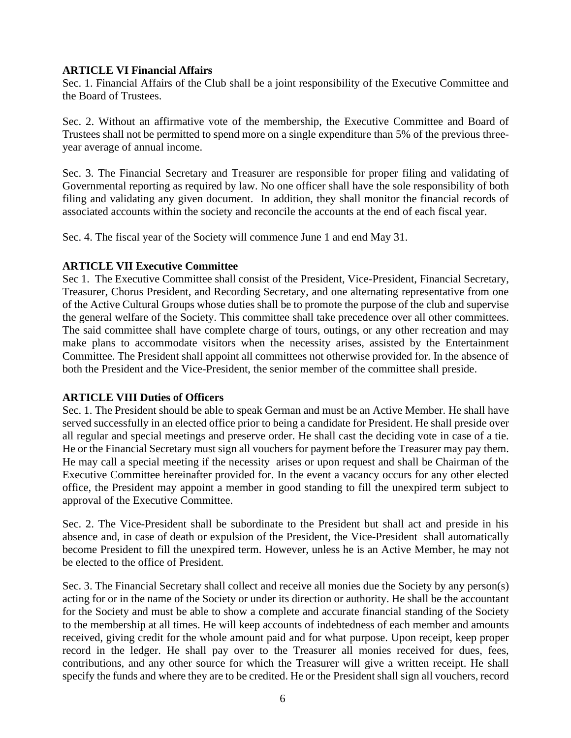**ARTICLE VI Financial Affairs**

Sec. 1. Financial Affairs of the Club shall be a joint responsibility of the Executive Committee and the Board of Trustees.

Sec. 2. Without an affirmative vote of the membership, the Executive Committee and Board of Trustees shall not be permitted to spend more on a single expenditure than 5% of the previous three-year average of annual income.

Sec. 3. The Financial Secretary and Treasurer are responsible for proper filing and validating of Governmental reporting as required by law. No one officer shall have the sole responsibility of both filing and validating any given document. In addition, they shall monitor the financial records of associated accounts within the society and reconcile the accounts at the end of each fiscal year.

Sec. 4. The fiscal year of the Society will commence June 1 and end May 31.

**ARTICLE VII Executive Committee**

Sec 1. The Executive Committee shall consist of the President, Vice-President, Financial Secretary, Treasurer, Chorus President, and Recording Secretary, and one alternating representative from one of the Active Cultural Groups whose duties shall be to promote the purpose of the club and supervise the general welfare of the Society. This committee shall take precedence over all other committees. The said committee shall have complete charge of tours, outings, or any other recreation and may make plans to accommodate visitors when the necessity arises, assisted by the Entertainment Committee. The President shall appoint all committees not otherwise provided for. In the absence of both the President and the Vice-President, the senior member of the committee shall preside.

**ARTICLE VIII Duties of Officers**

Sec. 1. The President should be able to speak German and must be an Active Member. He shall have served successfully in an elected office prior to being a candidate for President. He shall preside over all regular and special meetings and preserve order. He shall cast the deciding vote in case of a tie. He or the Financial Secretary must sign all vouchers for payment before the Treasurer may pay them. He may call a special meeting if the necessity arises or upon request and shall be Chairman of the Executive Committee hereinafter provided for. In the event a vacancy occurs for any other elected office, the President may appoint a member in good standing to fill the unexpired term subject to approval of the Executive Committee.

Sec. 2. The Vice-President shall be subordinate to the President but shall act and preside in his absence and, in case of death or expulsion of the President, the Vice-President shall automatically become President to fill the unexpired term. However, unless he is an Active Member, he may not be elected to the office of President.

Sec. 3. The Financial Secretary shall collect and receive all monies due the Society by any person(s) acting for or in the name of the Society or under its direction or authority. He shall be the accountant for the Society and must be able to show a complete and accurate financial standing of the Society to the membership at all times. He will keep accounts of indebtedness of each member and amounts received, giving credit for the whole amount paid and for what purpose. Upon receipt, keep proper record in the ledger. He shall pay over to the Treasurer all monies received for dues, fees, contributions, and any other source for which the Treasurer will give a written receipt. He shall specify the funds and where they are to be credited. He or the President shall sign all vouchers, record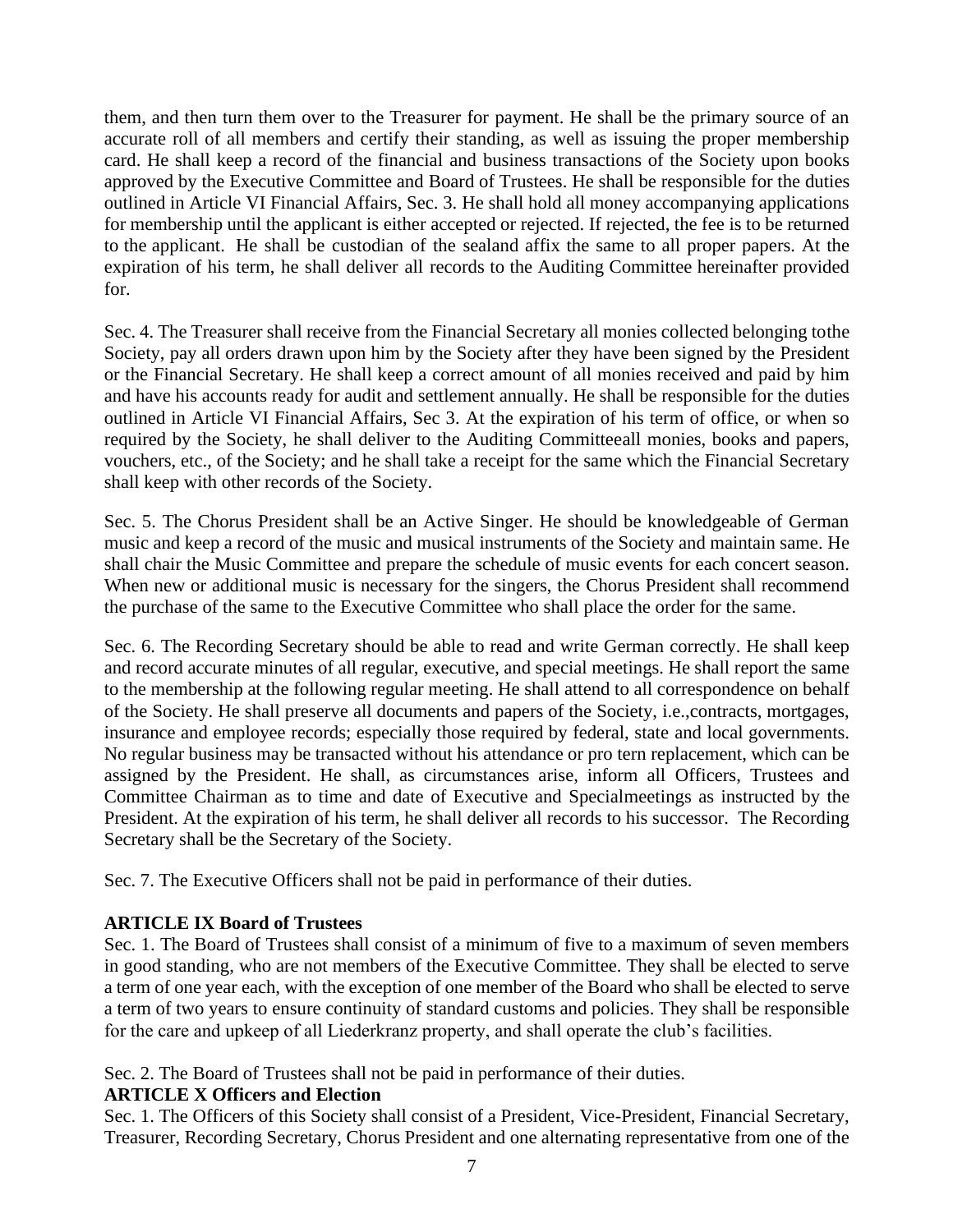them, and then turn them over to the Treasurer for payment. He shall be the primary source of an accurate roll of all members and certify their standing, as well as issuing the proper membership card. He shall keep a record of the financial and business transactions of the Society upon books approved by the Executive Committee and Board of Trustees. He shall be responsible for the duties outlined in Article VI Financial Affairs, Sec. 3. He shall hold all money accompanying applications for membership until the applicant is either accepted or rejected. If rejected, the fee is to be returned to the applicant. He shall be custodian of the sealand affix the same to all proper papers. At the expiration of his term, he shall deliver all records to the Auditing Committee hereinafter provided for.

Sec. 4. The Treasurer shall receive from the Financial Secretary all monies collected belonging tothe Society, pay all orders drawn upon him by the Society after they have been signed by the President or the Financial Secretary. He shall keep a correct amount of all monies received and paid by him and have his accounts ready for audit and settlement annually. He shall be responsible for the duties outlined in Article VI Financial Affairs, Sec 3. At the expiration of his term of office, or when so required by the Society, he shall deliver to the Auditing Committeeall monies, books and papers, vouchers, etc., of the Society; and he shall take a receipt for the same which the Financial Secretary shall keep with other records of the Society.

Sec. 5. The Chorus President shall be an Active Singer. He should be knowledgeable of German music and keep a record of the music and musical instruments of the Society and maintain same. He shall chair the Music Committee and prepare the schedule of music events for each concert season. When new or additional music is necessary for the singers, the Chorus President shall recommend the purchase of the same to the Executive Committee who shall place the order for the same.

Sec. 6. The Recording Secretary should be able to read and write German correctly. He shall keep and record accurate minutes of all regular, executive, and special meetings. He shall report the same to the membership at the following regular meeting. He shall attend to all correspondence on behalf of the Society. He shall preserve all documents and papers of the Society, i.e.,contracts, mortgages, insurance and employee records; especially those required by federal, state and local governments. No regular business may be transacted without his attendance or pro tern replacement, which can be assigned by the President. He shall, as circumstances arise, inform all Officers, Trustees and Committee Chairman as to time and date of Executive and Specialmeetings as instructed by the President. At the expiration of his term, he shall deliver all records to his successor. The Recording Secretary shall be the Secretary of the Society.

Sec. 7. The Executive Officers shall not be paid in performance of their duties.

**ARTICLE IX Board of Trustees**

Sec. 1. The Board of Trustees shall consist of a minimum of five to a maximum of seven members in good standing, who are not members of the Executive Committee. They shall be elected to serve a term of one year each, with the exception of one member of the Board who shall be elected to serve a term of two years to ensure continuity of standard customs and policies. They shall be responsible for the care and upkeep of all Liederkranz property, and shall operate the club's facilities.

Sec. 2. The Board of Trustees shall not be paid in performance of their duties.

**ARTICLE X Officers and Election**

Sec. 1. The Officers of this Society shall consist of a President, Vice-President, Financial Secretary, Treasurer, Recording Secretary, Chorus President and one alternating representative from one of the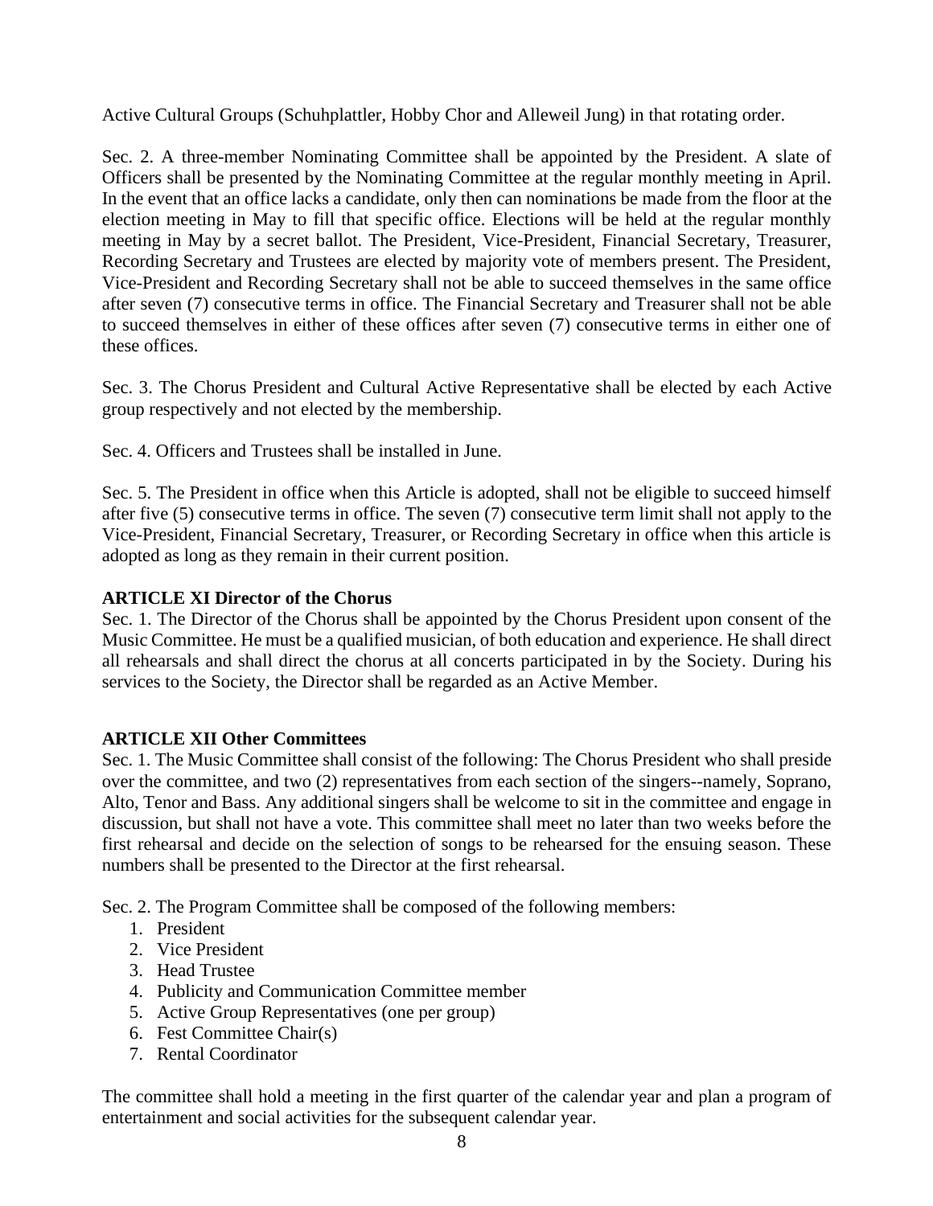Active Cultural Groups (Schuhplattler, Hobby Chor and Alleweil Jung) in that rotating order.

Sec. 2. A three-member Nominating Committee shall be appointed by the President. A slate of Officers shall be presented by the Nominating Committee at the regular monthly meeting in April. In the event that an office lacks a candidate, only then can nominations be made from the floor at the election meeting in May to fill that specific office. Elections will be held at the regular monthly meeting in May by a secret ballot. The President, Vice-President, Financial Secretary, Treasurer, Recording Secretary and Trustees are elected by majority vote of members present. The President, Vice-President and Recording Secretary shall not be able to succeed themselves in the same office after seven (7) consecutive terms in office. The Financial Secretary and Treasurer shall not be able to succeed themselves in either of these offices after seven (7) consecutive terms in either one of these offices.

Sec. 3. The Chorus President and Cultural Active Representative shall be elected by each Active group respectively and not elected by the membership.

Sec. 4. Officers and Trustees shall be installed in June.

Sec. 5. The President in office when this Article is adopted, shall not be eligible to succeed himself after five (5) consecutive terms in office. The seven (7) consecutive term limit shall not apply to the Vice-President, Financial Secretary, Treasurer, or Recording Secretary in office when this article is adopted as long as they remain in their current position.

**ARTICLE XI Director of the Chorus**

Sec. 1. The Director of the Chorus shall be appointed by the Chorus President upon consent of the Music Committee. He must be a qualified musician, of both education and experience. He shall direct all rehearsals and shall direct the chorus at all concerts participated in by the Society. During his services to the Society, the Director shall be regarded as an Active Member.

**ARTICLE XII Other Committees**

Sec. 1. The Music Committee shall consist of the following: The Chorus President who shall preside over the committee, and two (2) representatives from each section of the singers--namely, Soprano, Alto, Tenor and Bass. Any additional singers shall be welcome to sit in the committee and engage in discussion, but shall not have a vote. This committee shall meet no later than two weeks before the first rehearsal and decide on the selection of songs to be rehearsed for the ensuing season. These numbers shall be presented to the Director at the first rehearsal.

Sec. 2. The Program Committee shall be composed of the following members:

1. President
2. Vice President
3. Head Trustee
4. Publicity and Communication Committee member
5. Active Group Representatives (one per group)
6. Fest Committee Chair(s)
7. Rental Coordinator

The committee shall hold a meeting in the first quarter of the calendar year and plan a program of entertainment and social activities for the subsequent calendar year.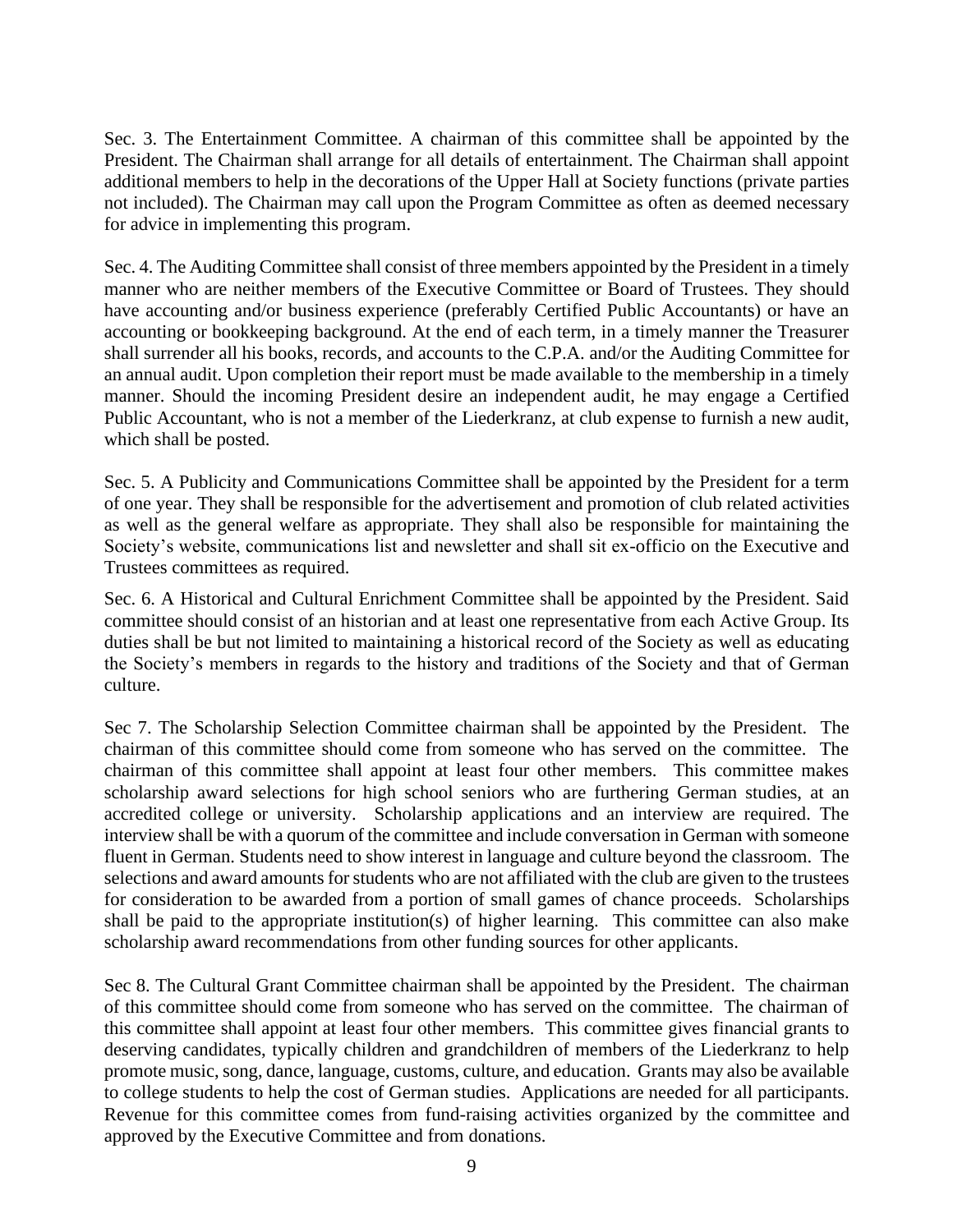Sec. 3. The Entertainment Committee. A chairman of this committee shall be appointed by the President. The Chairman shall arrange for all details of entertainment. The Chairman shall appoint additional members to help in the decorations of the Upper Hall at Society functions (private parties not included). The Chairman may call upon the Program Committee as often as deemed necessary for advice in implementing this program.

Sec. 4. The Auditing Committee shall consist of three members appointed by the President in a timely manner who are neither members of the Executive Committee or Board of Trustees. They should have accounting and/or business experience (preferably Certified Public Accountants) or have an accounting or bookkeeping background. At the end of each term, in a timely manner the Treasurer shall surrender all his books, records, and accounts to the C.P.A. and/or the Auditing Committee for an annual audit. Upon completion their report must be made available to the membership in a timely manner. Should the incoming President desire an independent audit, he may engage a Certified Public Accountant, who is not a member of the Liederkranz, at club expense to furnish a new audit, which shall be posted.

Sec. 5. A Publicity and Communications Committee shall be appointed by the President for a term of one year. They shall be responsible for the advertisement and promotion of club related activities as well as the general welfare as appropriate. They shall also be responsible for maintaining the Society's website, communications list and newsletter and shall sit ex-officio on the Executive and Trustees committees as required.

Sec. 6. A Historical and Cultural Enrichment Committee shall be appointed by the President. Said committee should consist of an historian and at least one representative from each Active Group. Its duties shall be but not limited to maintaining a historical record of the Society as well as educating the Society's members in regards to the history and traditions of the Society and that of German culture.

Sec 7. The Scholarship Selection Committee chairman shall be appointed by the President. The chairman of this committee should come from someone who has served on the committee. The chairman of this committee shall appoint at least four other members. This committee makes scholarship award selections for high school seniors who are furthering German studies, at an accredited college or university. Scholarship applications and an interview are required. The interview shall be with a quorum of the committee and include conversation in German with someone fluent in German. Students need to show interest in language and culture beyond the classroom. The selections and award amounts for students who are not affiliated with the club are given to the trustees for consideration to be awarded from a portion of small games of chance proceeds. Scholarships shall be paid to the appropriate institution(s) of higher learning. This committee can also make scholarship award recommendations from other funding sources for other applicants.

Sec 8. The Cultural Grant Committee chairman shall be appointed by the President. The chairman of this committee should come from someone who has served on the committee. The chairman of this committee shall appoint at least four other members. This committee gives financial grants to deserving candidates, typically children and grandchildren of members of the Liederkranz to help promote music, song, dance, language, customs, culture, and education. Grants may also be available to college students to help the cost of German studies. Applications are needed for all participants. Revenue for this committee comes from fund-raising activities organized by the committee and approved by the Executive Committee and from donations.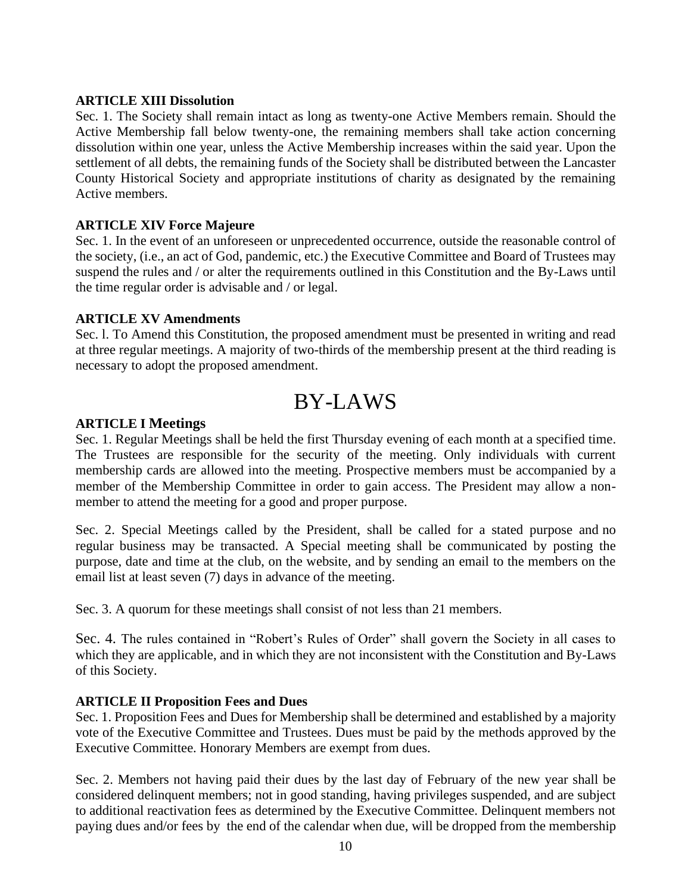**ARTICLE XIII Dissolution**

Sec. 1. The Society shall remain intact as long as twenty-one Active Members remain. Should the Active Membership fall below twenty-one, the remaining members shall take action concerning dissolution within one year, unless the Active Membership increases within the said year. Upon the settlement of all debts, the remaining funds of the Society shall be distributed between the Lancaster County Historical Society and appropriate institutions of charity as designated by the remaining Active members.

**ARTICLE XIV Force Majeure**

Sec. 1. In the event of an unforeseen or unprecedented occurrence, outside the reasonable control of the society, (i.e., an act of God, pandemic, etc.) the Executive Committee and Board of Trustees may suspend the rules and / or alter the requirements outlined in this Constitution and the By-Laws until the time regular order is advisable and / or legal.

**ARTICLE XV Amendments**

Sec. l. To Amend this Constitution, the proposed amendment must be presented in writing and read at three regular meetings. A majority of two-thirds of the membership present at the third reading is necessary to adopt the proposed amendment.

# BY-LAWS

**ARTICLE I Meetings**

Sec. 1. Regular Meetings shall be held the first Thursday evening of each month at a specified time. The Trustees are responsible for the security of the meeting. Only individuals with current membership cards are allowed into the meeting. Prospective members must be accompanied by a member of the Membership Committee in order to gain access. The President may allow a non-member to attend the meeting for a good and proper purpose.

Sec. 2. Special Meetings called by the President, shall be called for a stated purpose and no regular business may be transacted. A Special meeting shall be communicated by posting the purpose, date and time at the club, on the website, and by sending an email to the members on the email list at least seven (7) days in advance of the meeting.

Sec. 3. A quorum for these meetings shall consist of not less than 21 members.

Sec. 4. The rules contained in "Robert's Rules of Order" shall govern the Society in all cases to which they are applicable, and in which they are not inconsistent with the Constitution and By-Laws of this Society.

**ARTICLE II Proposition Fees and Dues**

Sec. 1. Proposition Fees and Dues for Membership shall be determined and established by a majority vote of the Executive Committee and Trustees. Dues must be paid by the methods approved by the Executive Committee. Honorary Members are exempt from dues.

Sec. 2. Members not having paid their dues by the last day of February of the new year shall be considered delinquent members; not in good standing, having privileges suspended, and are subject to additional reactivation fees as determined by the Executive Committee. Delinquent members not paying dues and/or fees by the end of the calendar when due, will be dropped from the membership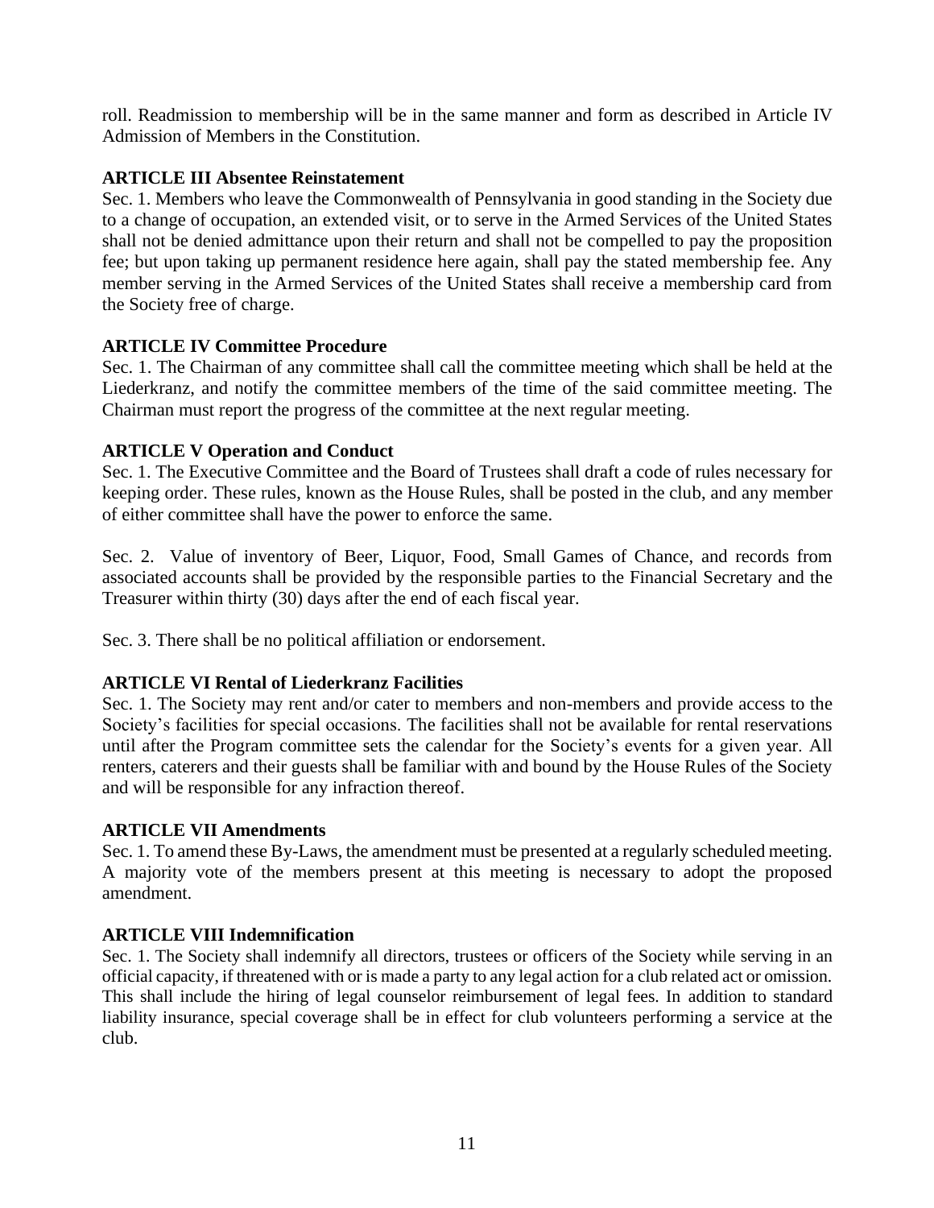roll. Readmission to membership will be in the same manner and form as described in Article IV Admission of Members in the Constitution.

**ARTICLE III Absentee Reinstatement**

Sec. 1. Members who leave the Commonwealth of Pennsylvania in good standing in the Society due to a change of occupation, an extended visit, or to serve in the Armed Services of the United States shall not be denied admittance upon their return and shall not be compelled to pay the proposition fee; but upon taking up permanent residence here again, shall pay the stated membership fee. Any member serving in the Armed Services of the United States shall receive a membership card from the Society free of charge.

**ARTICLE IV Committee Procedure**

Sec. 1. The Chairman of any committee shall call the committee meeting which shall be held at the Liederkranz, and notify the committee members of the time of the said committee meeting. The Chairman must report the progress of the committee at the next regular meeting.

**ARTICLE V Operation and Conduct**

Sec. 1. The Executive Committee and the Board of Trustees shall draft a code of rules necessary for keeping order. These rules, known as the House Rules, shall be posted in the club, and any member of either committee shall have the power to enforce the same.

Sec. 2. Value of inventory of Beer, Liquor, Food, Small Games of Chance, and records from associated accounts shall be provided by the responsible parties to the Financial Secretary and the Treasurer within thirty (30) days after the end of each fiscal year.

Sec. 3. There shall be no political affiliation or endorsement.

**ARTICLE VI Rental of Liederkranz Facilities**

Sec. 1. The Society may rent and/or cater to members and non-members and provide access to the Society's facilities for special occasions. The facilities shall not be available for rental reservations until after the Program committee sets the calendar for the Society's events for a given year. All renters, caterers and their guests shall be familiar with and bound by the House Rules of the Society and will be responsible for any infraction thereof.

**ARTICLE VII Amendments**

Sec. 1. To amend these By-Laws, the amendment must be presented at a regularly scheduled meeting. A majority vote of the members present at this meeting is necessary to adopt the proposed amendment.

**ARTICLE VIII Indemnification**

Sec. 1. The Society shall indemnify all directors, trustees or officers of the Society while serving in an official capacity, if threatened with or is made a party to any legal action for a club related act or omission. This shall include the hiring of legal counselor reimbursement of legal fees. In addition to standard liability insurance, special coverage shall be in effect for club volunteers performing a service at the club.